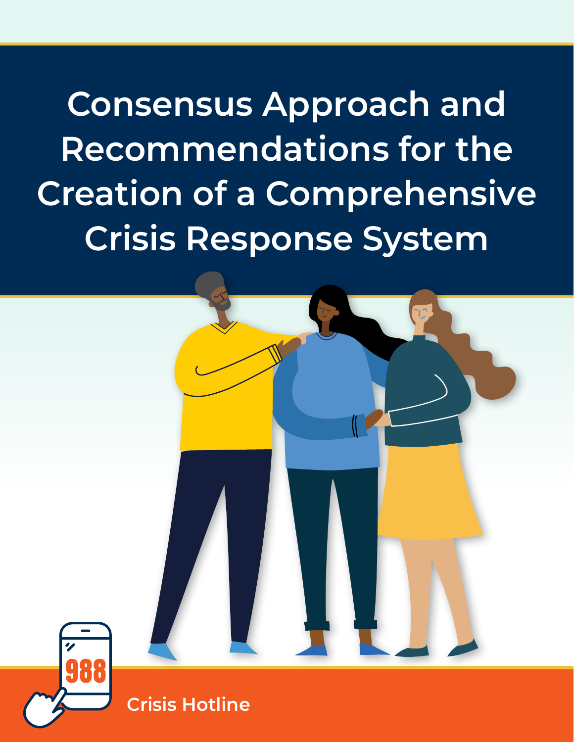# Consensus Approach and Recommendations for the Creation of a Comprehensive Crisis Response System

988

Crisis Hotline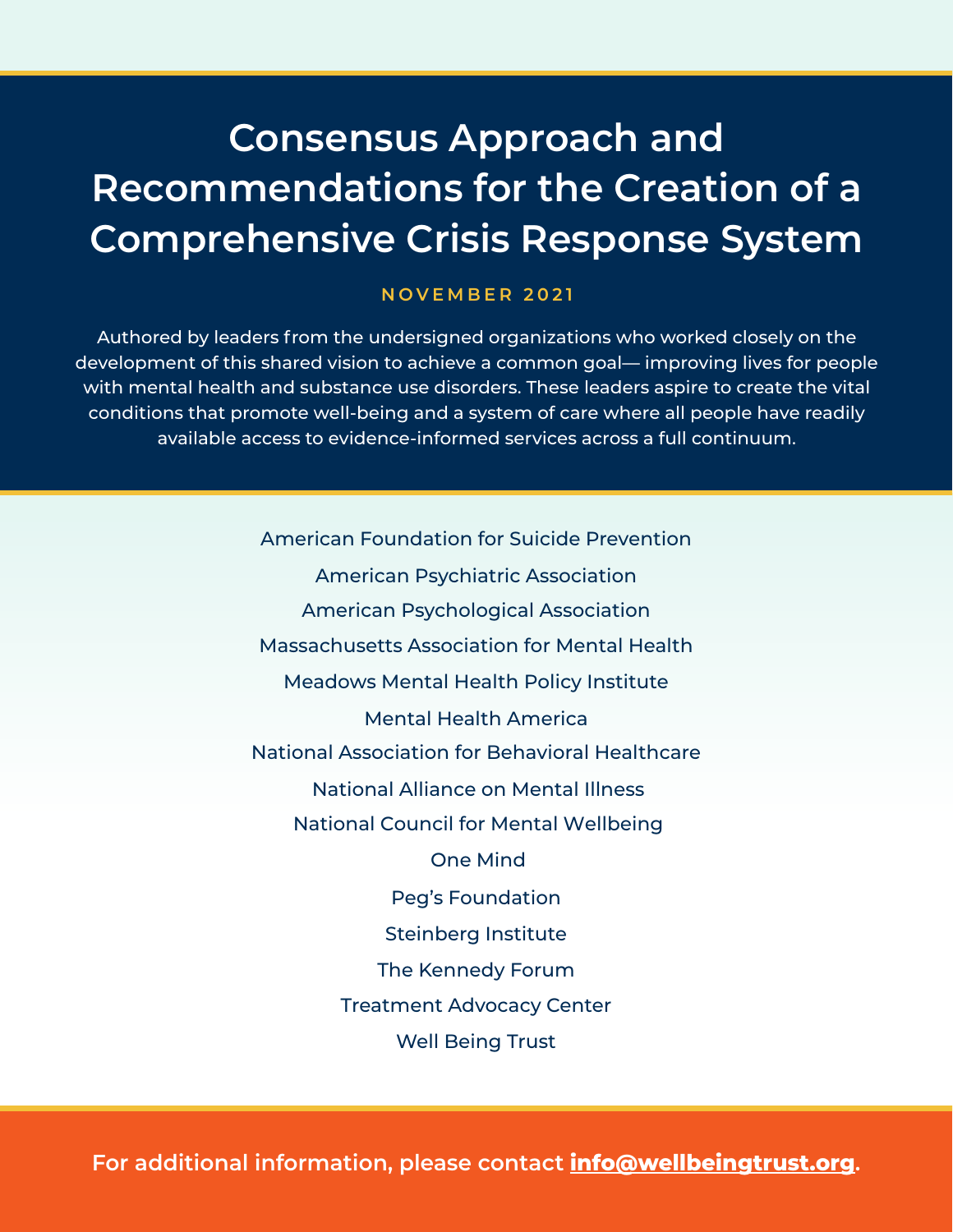# Consensus Approach and Recommendations for the Creation of a Comprehensive Crisis Response System

NOVEMBER 2021

Authored by leaders from the undersigned organizations who worked closely on the development of this shared vision to achieve a common goal— improving lives for people with mental health and substance use disorders. These leaders aspire to create the vital conditions that promote well-being and a system of care where all people have readily available access to evidence-informed services across a full continuum.

American Foundation for Suicide Prevention

American Psychiatric Association

American Psychological Association

Massachusetts Association for Mental Health

Meadows Mental Health Policy Institute

Mental Health America

National Association for Behavioral Healthcare

National Alliance on Mental Illness

National Council for Mental Wellbeing

One Mind

Peg's Foundation

Steinberg Institute

The Kennedy Forum

Treatment Advocacy Center

Well Being Trust

**For additional information, please contact info@wellbeingtrust.org.**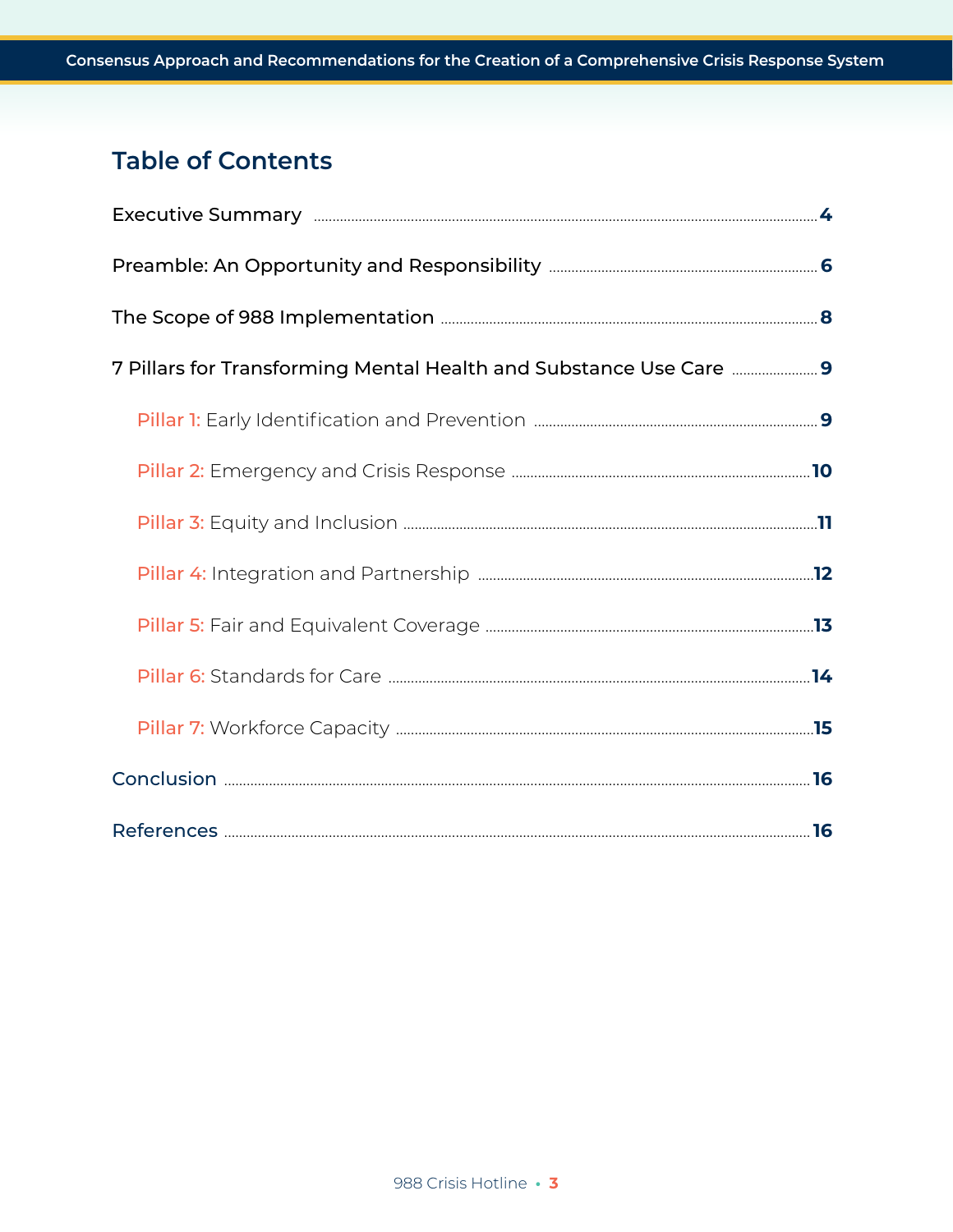## Table of Contents

Executive Summary .......... 4

Preamble: An Opportunity and Responsibility .......... 6

The Scope of 988 Implementation .......... 8

7 Pillars for Transforming Mental Health and Substance Use Care .......... 9

- Pillar 1: Early Identification and Prevention .......... 9
- Pillar 2: Emergency and Crisis Response .......... 10
- Pillar 3: Equity and Inclusion .......... 11
- Pillar 4: Integration and Partnership .......... 12
- Pillar 5: Fair and Equivalent Coverage .......... 13
- Pillar 6: Standards for Care .......... 14
- Pillar 7: Workforce Capacity .......... 15

Conclusion .......... 16

References .......... 16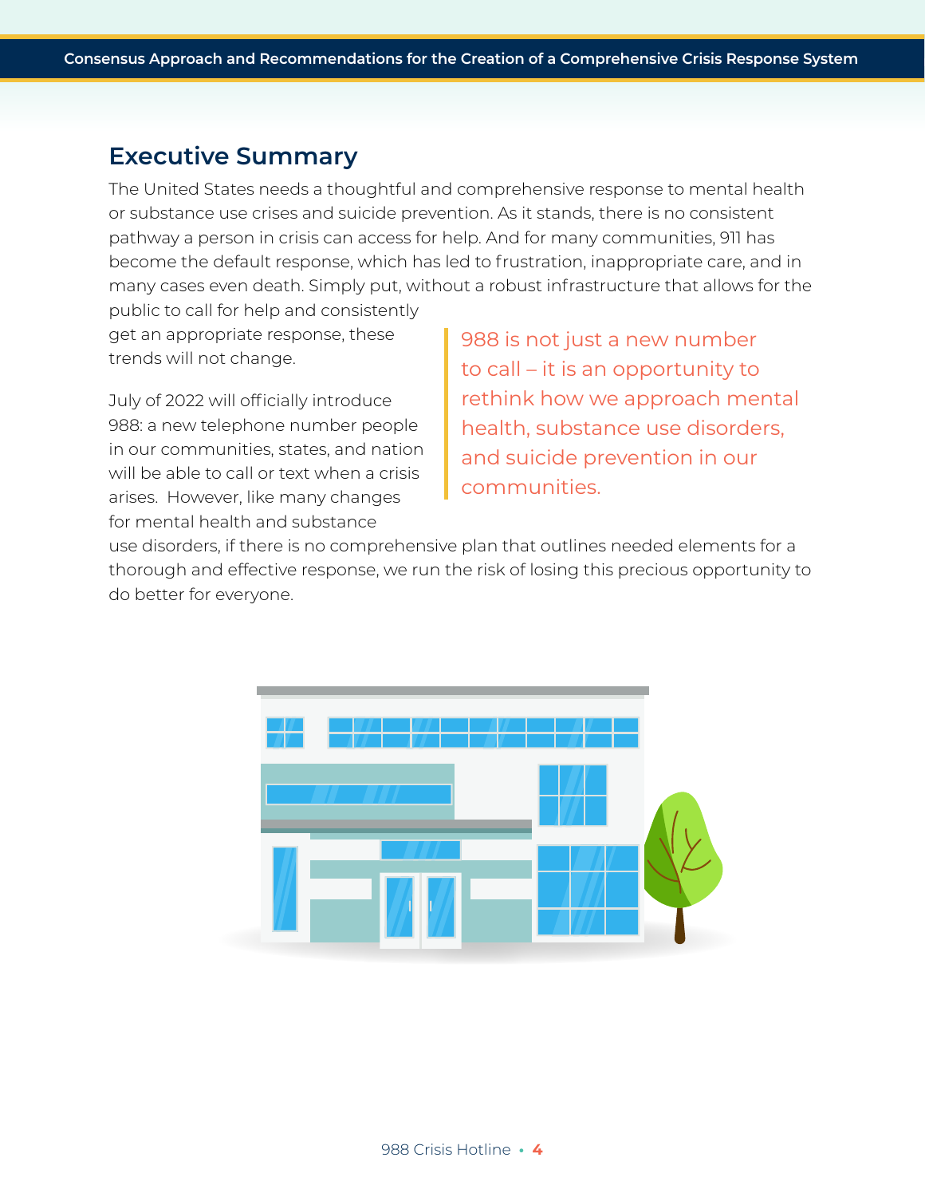## Executive Summary

The United States needs a thoughtful and comprehensive response to mental health or substance use crises and suicide prevention. As it stands, there is no consistent pathway a person in crisis can access for help. And for many communities, 911 has become the default response, which has led to frustration, inappropriate care, and in many cases even death. Simply put, without a robust infrastructure that allows for the public to call for help and consistently get an appropriate response, these trends will not change.

> 988 is not just a new number to call – it is an opportunity to rethink how we approach mental health, substance use disorders, and suicide prevention in our communities.

July of 2022 will officially introduce 988: a new telephone number people in our communities, states, and nation will be able to call or text when a crisis arises. However, like many changes for mental health and substance use disorders, if there is no comprehensive plan that outlines needed elements for a thorough and effective response, we run the risk of losing this precious opportunity to do better for everyone.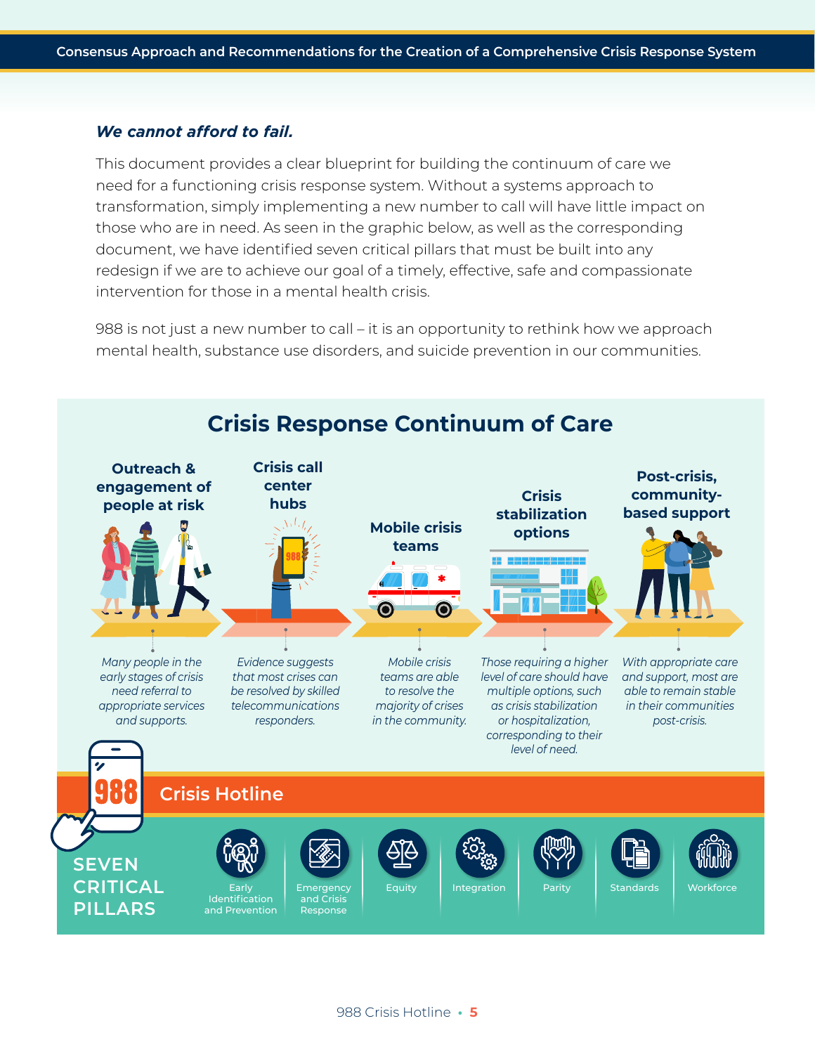***We cannot afford to fail.***

This document provides a clear blueprint for building the continuum of care we need for a functioning crisis response system. Without a systems approach to transformation, simply implementing a new number to call will have little impact on those who are in need. As seen in the graphic below, as well as the corresponding document, we have identified seven critical pillars that must be built into any redesign if we are to achieve our goal of a timely, effective, safe and compassionate intervention for those in a mental health crisis.

988 is not just a new number to call – it is an opportunity to rethink how we approach mental health, substance use disorders, and suicide prevention in our communities.

## Crisis Response Continuum of Care

**Outreach & engagement of people at risk**

*Many people in the early stages of crisis need referral to appropriate services and supports.*

**Crisis call center hubs**

*Evidence suggests that most crises can be resolved by skilled telecommunications responders.*

**Mobile crisis teams**

*Mobile crisis teams are able to resolve the majority of crises in the community.*

**Crisis stabilization options**

*Those requiring a higher level of care should have multiple options, such as crisis stabilization or hospitalization, corresponding to their level of need.*

**Post-crisis, community-based support**

*With appropriate care and support, most are able to remain stable in their communities post-crisis.*

988 Crisis Hotline

**SEVEN CRITICAL PILLARS**

- Early Identification and Prevention
- Emergency and Crisis Response
- Equity
- Integration
- Parity
- Standards
- Workforce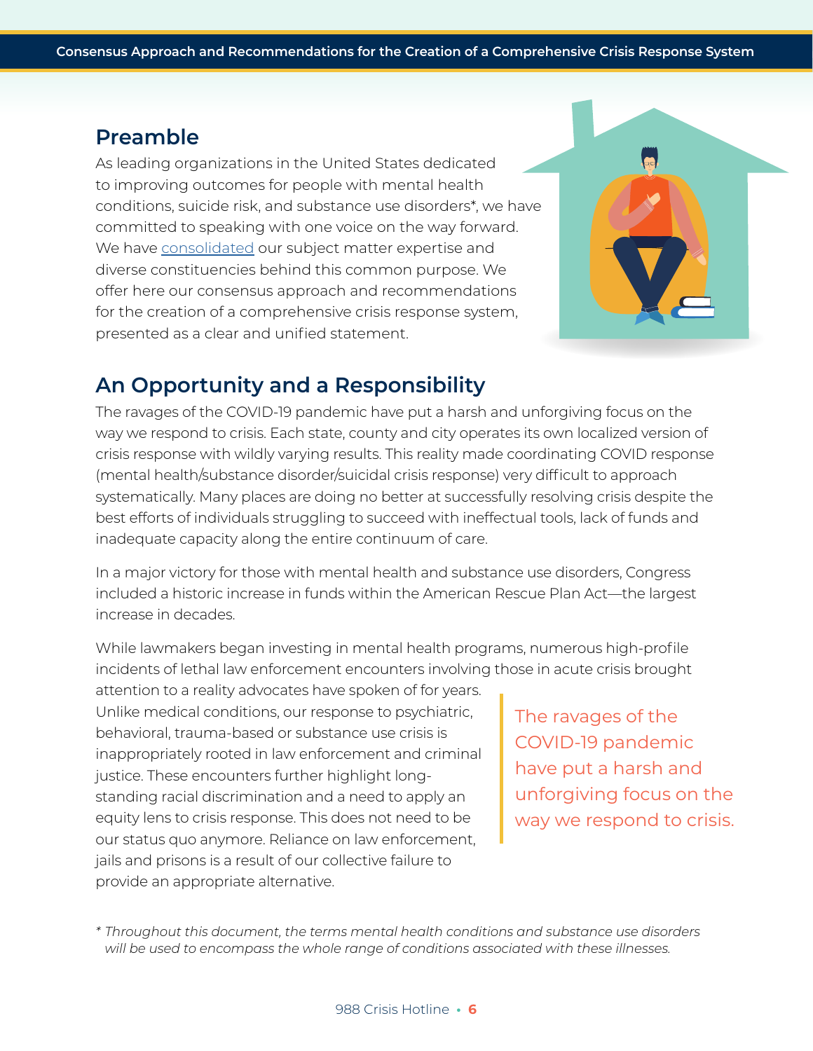## Preamble

As leading organizations in the United States dedicated to improving outcomes for people with mental health conditions, suicide risk, and substance use disorders*, we have committed to speaking with one voice on the way forward. We have consolidated our subject matter expertise and diverse constituencies behind this common purpose. We offer here our consensus approach and recommendations for the creation of a comprehensive crisis response system, presented as a clear and unified statement.

## An Opportunity and a Responsibility

The ravages of the COVID-19 pandemic have put a harsh and unforgiving focus on the way we respond to crisis. Each state, county and city operates its own localized version of crisis response with wildly varying results. This reality made coordinating COVID response (mental health/substance disorder/suicidal crisis response) very difficult to approach systematically. Many places are doing no better at successfully resolving crisis despite the best efforts of individuals struggling to succeed with ineffectual tools, lack of funds and inadequate capacity along the entire continuum of care.

In a major victory for those with mental health and substance use disorders, Congress included a historic increase in funds within the American Rescue Plan Act—the largest increase in decades.

While lawmakers began investing in mental health programs, numerous high-profile incidents of lethal law enforcement encounters involving those in acute crisis brought attention to a reality advocates have spoken of for years. Unlike medical conditions, our response to psychiatric, behavioral, trauma-based or substance use crisis is inappropriately rooted in law enforcement and criminal justice. These encounters further highlight long-standing racial discrimination and a need to apply an equity lens to crisis response. This does not need to be our status quo anymore. Reliance on law enforcement, jails and prisons is a result of our collective failure to provide an appropriate alternative.

> The ravages of the COVID-19 pandemic have put a harsh and unforgiving focus on the way we respond to crisis.

*\* Throughout this document, the terms mental health conditions and substance use disorders will be used to encompass the whole range of conditions associated with these illnesses.*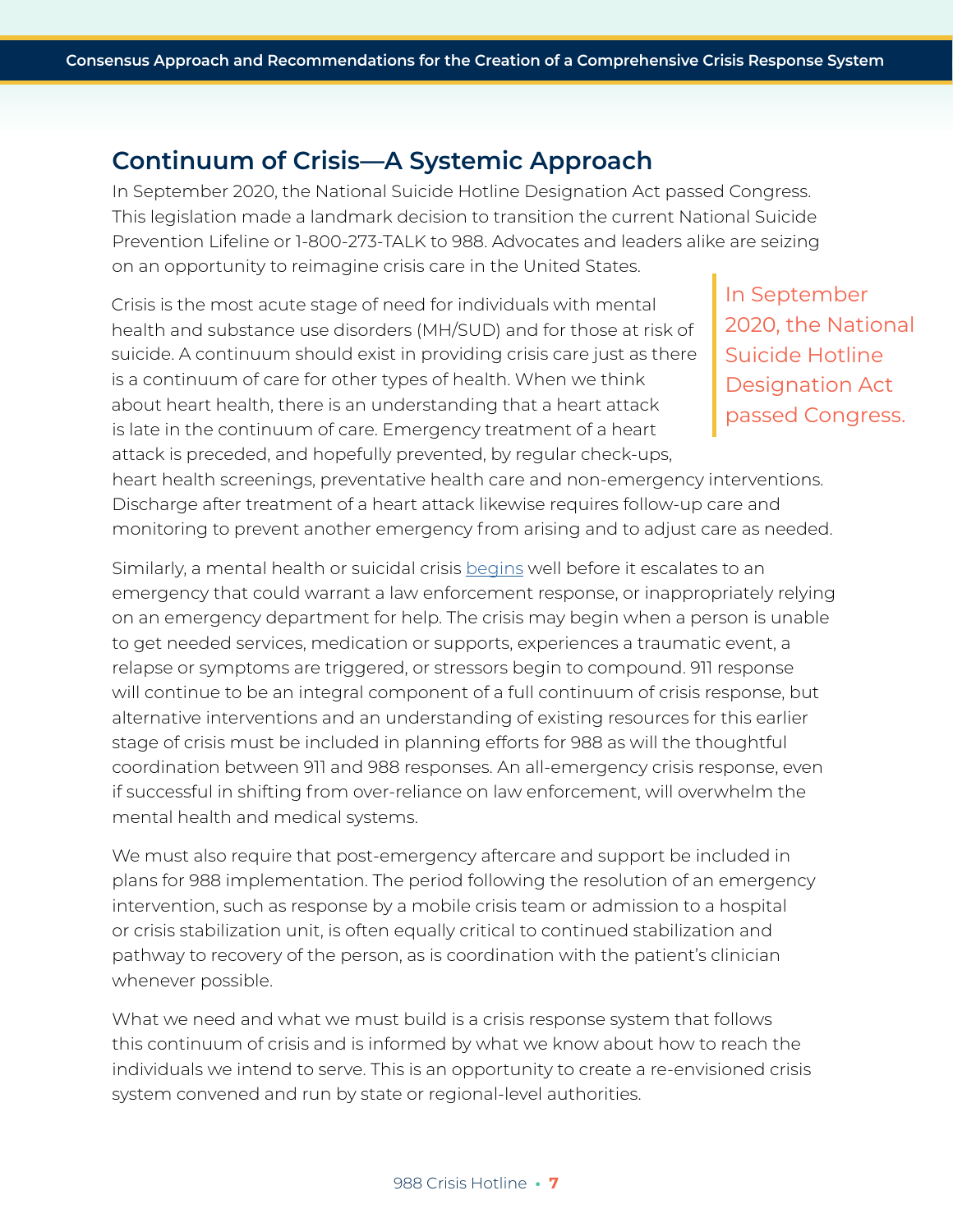## Continuum of Crisis—A Systemic Approach

In September 2020, the National Suicide Hotline Designation Act passed Congress. This legislation made a landmark decision to transition the current National Suicide Prevention Lifeline or 1-800-273-TALK to 988. Advocates and leaders alike are seizing on an opportunity to reimagine crisis care in the United States.

> In September 2020, the National Suicide Hotline Designation Act passed Congress.

Crisis is the most acute stage of need for individuals with mental health and substance use disorders (MH/SUD) and for those at risk of suicide. A continuum should exist in providing crisis care just as there is a continuum of care for other types of health. When we think about heart health, there is an understanding that a heart attack is late in the continuum of care. Emergency treatment of a heart attack is preceded, and hopefully prevented, by regular check-ups, heart health screenings, preventative health care and non-emergency interventions. Discharge after treatment of a heart attack likewise requires follow-up care and monitoring to prevent another emergency from arising and to adjust care as needed.

Similarly, a mental health or suicidal crisis begins well before it escalates to an emergency that could warrant a law enforcement response, or inappropriately relying on an emergency department for help. The crisis may begin when a person is unable to get needed services, medication or supports, experiences a traumatic event, a relapse or symptoms are triggered, or stressors begin to compound. 911 response will continue to be an integral component of a full continuum of crisis response, but alternative interventions and an understanding of existing resources for this earlier stage of crisis must be included in planning efforts for 988 as will the thoughtful coordination between 911 and 988 responses. An all-emergency crisis response, even if successful in shifting from over-reliance on law enforcement, will overwhelm the mental health and medical systems.

We must also require that post-emergency aftercare and support be included in plans for 988 implementation. The period following the resolution of an emergency intervention, such as response by a mobile crisis team or admission to a hospital or crisis stabilization unit, is often equally critical to continued stabilization and pathway to recovery of the person, as is coordination with the patient's clinician whenever possible.

What we need and what we must build is a crisis response system that follows this continuum of crisis and is informed by what we know about how to reach the individuals we intend to serve. This is an opportunity to create a re-envisioned crisis system convened and run by state or regional-level authorities.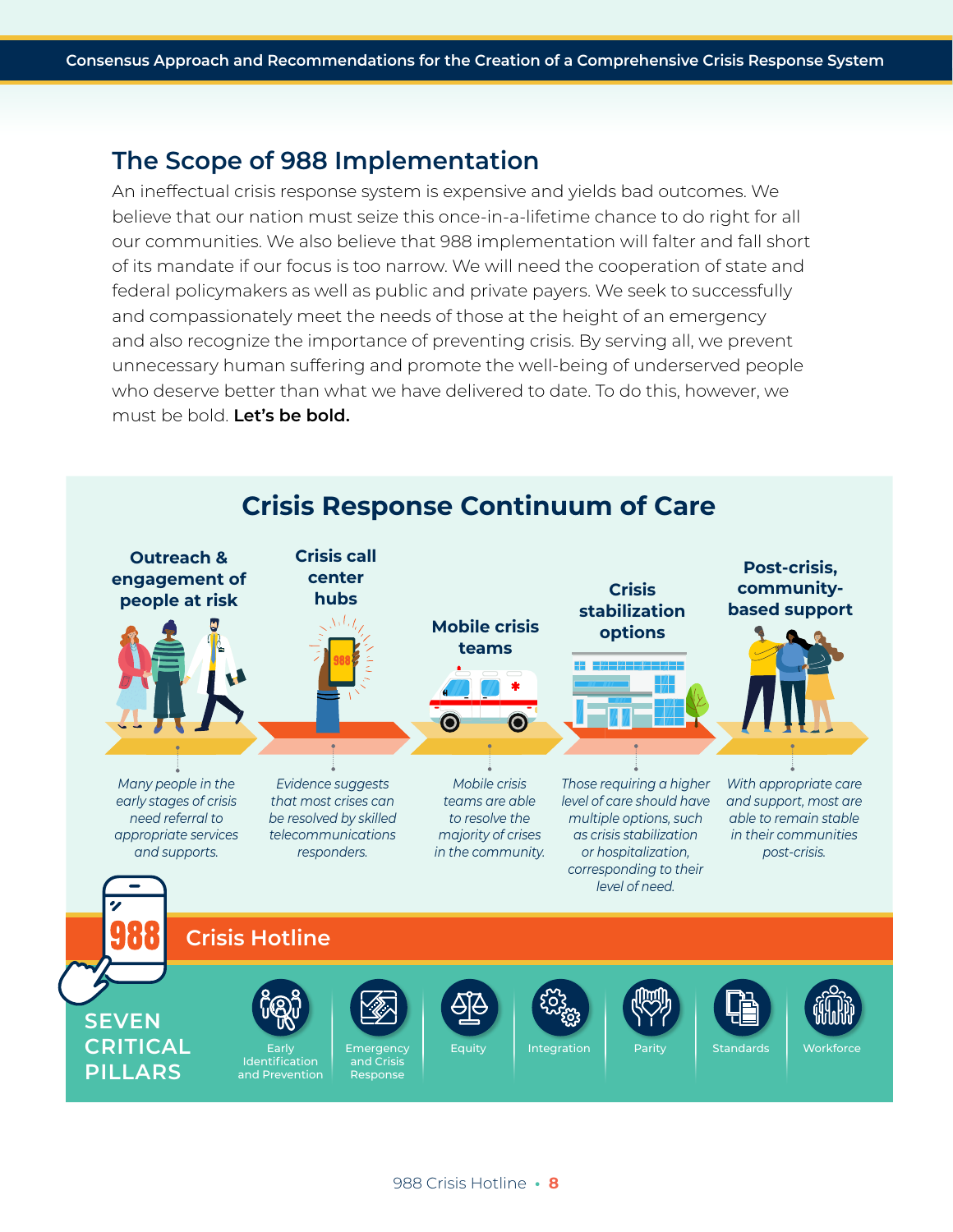## The Scope of 988 Implementation

An ineffectual crisis response system is expensive and yields bad outcomes. We believe that our nation must seize this once-in-a-lifetime chance to do right for all our communities. We also believe that 988 implementation will falter and fall short of its mandate if our focus is too narrow. We will need the cooperation of state and federal policymakers as well as public and private payers. We seek to successfully and compassionately meet the needs of those at the height of an emergency and also recognize the importance of preventing crisis. By serving all, we prevent unnecessary human suffering and promote the well-being of underserved people who deserve better than what we have delivered to date. To do this, however, we must be bold. **Let's be bold.**

## Crisis Response Continuum of Care

**Outreach & engagement of people at risk**

*Many people in the early stages of crisis need referral to appropriate services and supports.*

**Crisis call center hubs**

*Evidence suggests that most crises can be resolved by skilled telecommunications responders.*

**Mobile crisis teams**

*Mobile crisis teams are able to resolve the majority of crises in the community.*

**Crisis stabilization options**

*Those requiring a higher level of care should have multiple options, such as crisis stabilization or hospitalization, corresponding to their level of need.*

**Post-crisis, community-based support**

*With appropriate care and support, most are able to remain stable in their communities post-crisis.*

**988 Crisis Hotline**

**SEVEN CRITICAL PILLARS**

- Early Identification and Prevention
- Emergency and Crisis Response
- Equity
- Integration
- Parity
- Standards
- Workforce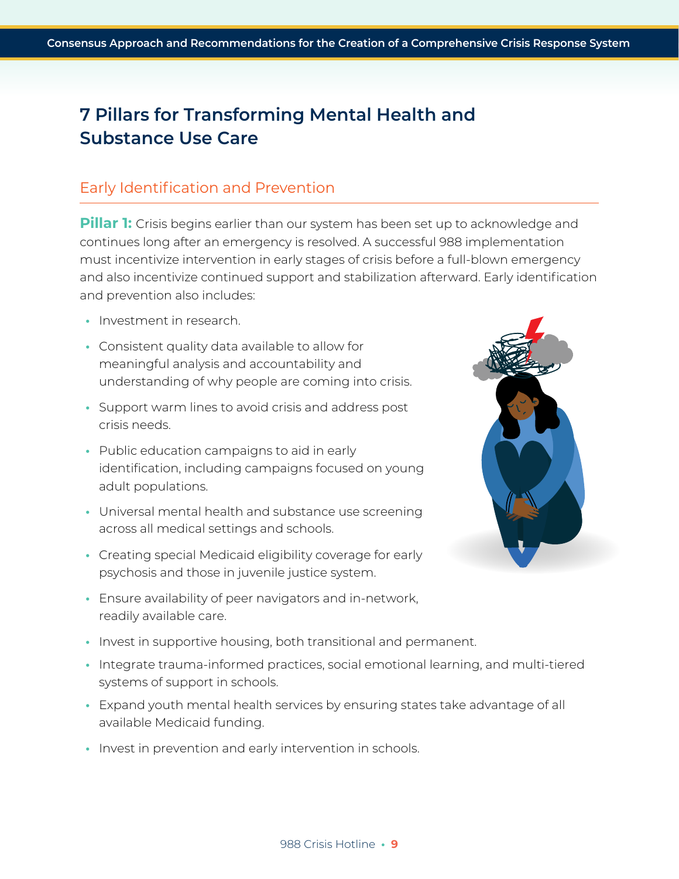# 7 Pillars for Transforming Mental Health and Substance Use Care

## Early Identification and Prevention

**Pillar 1:** Crisis begins earlier than our system has been set up to acknowledge and continues long after an emergency is resolved. A successful 988 implementation must incentivize intervention in early stages of crisis before a full-blown emergency and also incentivize continued support and stabilization afterward. Early identification and prevention also includes:

- Investment in research.
- Consistent quality data available to allow for meaningful analysis and accountability and understanding of why people are coming into crisis.
- Support warm lines to avoid crisis and address post crisis needs.
- Public education campaigns to aid in early identification, including campaigns focused on young adult populations.
- Universal mental health and substance use screening across all medical settings and schools.
- Creating special Medicaid eligibility coverage for early psychosis and those in juvenile justice system.
- Ensure availability of peer navigators and in-network, readily available care.
- Invest in supportive housing, both transitional and permanent.
- Integrate trauma-informed practices, social emotional learning, and multi-tiered systems of support in schools.
- Expand youth mental health services by ensuring states take advantage of all available Medicaid funding.
- Invest in prevention and early intervention in schools.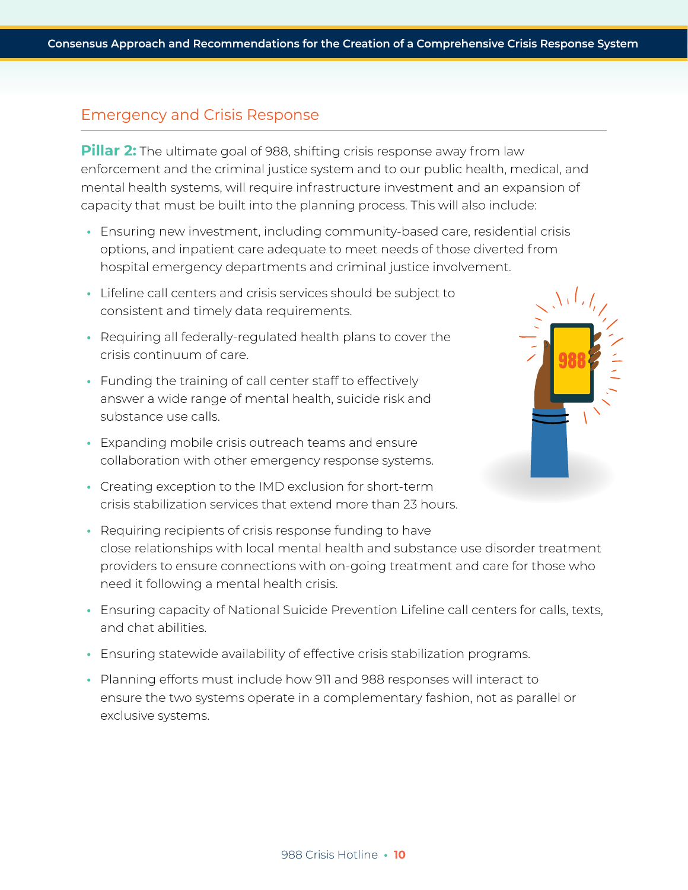## Emergency and Crisis Response

**Pillar 2:** The ultimate goal of 988, shifting crisis response away from law enforcement and the criminal justice system and to our public health, medical, and mental health systems, will require infrastructure investment and an expansion of capacity that must be built into the planning process. This will also include:

- Ensuring new investment, including community-based care, residential crisis options, and inpatient care adequate to meet needs of those diverted from hospital emergency departments and criminal justice involvement.
- Lifeline call centers and crisis services should be subject to consistent and timely data requirements.
- Requiring all federally-regulated health plans to cover the crisis continuum of care.
- Funding the training of call center staff to effectively answer a wide range of mental health, suicide risk and substance use calls.
- Expanding mobile crisis outreach teams and ensure collaboration with other emergency response systems.
- Creating exception to the IMD exclusion for short-term crisis stabilization services that extend more than 23 hours.
- Requiring recipients of crisis response funding to have close relationships with local mental health and substance use disorder treatment providers to ensure connections with on-going treatment and care for those who need it following a mental health crisis.
- Ensuring capacity of National Suicide Prevention Lifeline call centers for calls, texts, and chat abilities.
- Ensuring statewide availability of effective crisis stabilization programs.
- Planning efforts must include how 911 and 988 responses will interact to ensure the two systems operate in a complementary fashion, not as parallel or exclusive systems.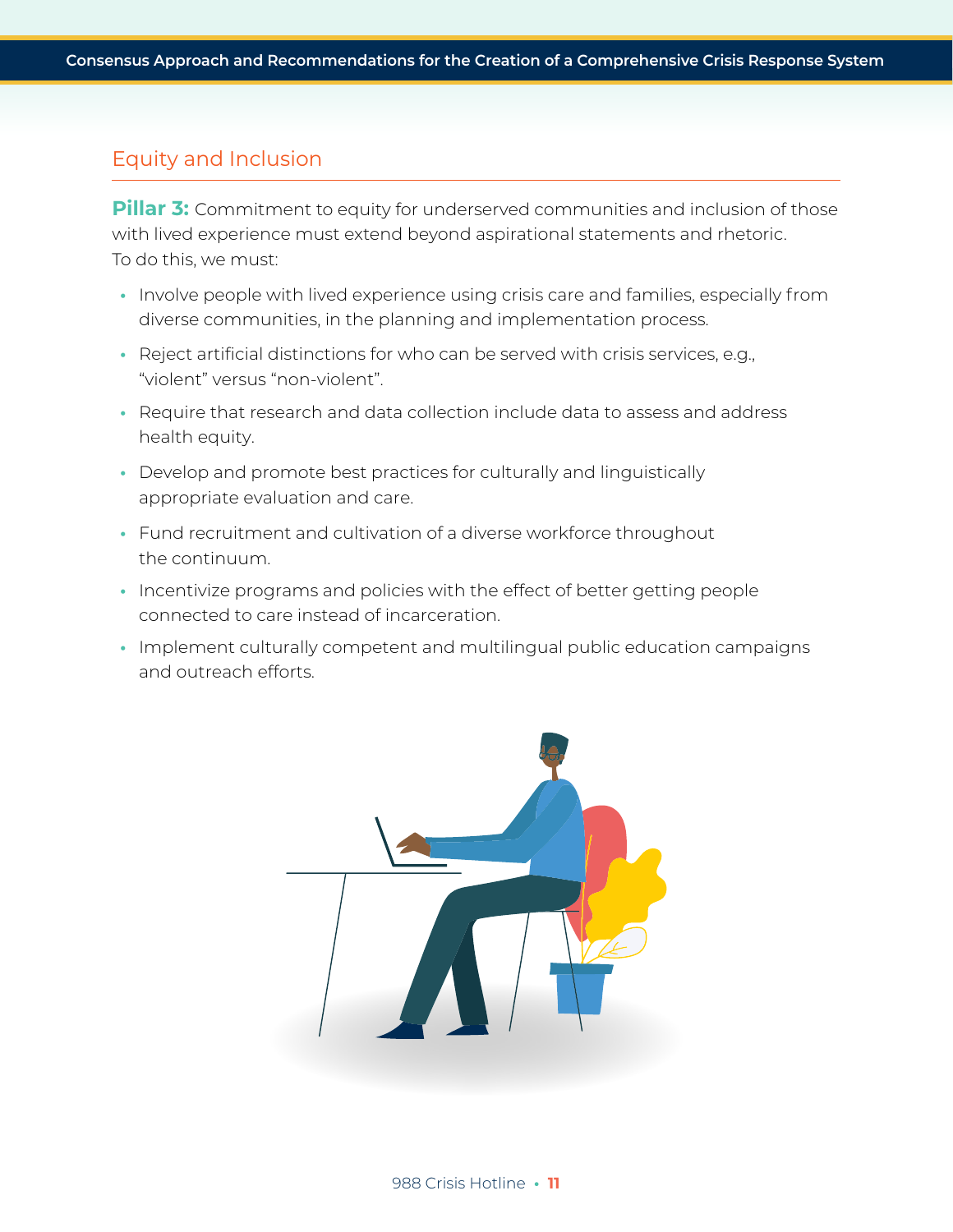## Equity and Inclusion

**Pillar 3:** Commitment to equity for underserved communities and inclusion of those with lived experience must extend beyond aspirational statements and rhetoric. To do this, we must:

- Involve people with lived experience using crisis care and families, especially from diverse communities, in the planning and implementation process.
- Reject artificial distinctions for who can be served with crisis services, e.g., "violent" versus "non-violent".
- Require that research and data collection include data to assess and address health equity.
- Develop and promote best practices for culturally and linguistically appropriate evaluation and care.
- Fund recruitment and cultivation of a diverse workforce throughout the continuum.
- Incentivize programs and policies with the effect of better getting people connected to care instead of incarceration.
- Implement culturally competent and multilingual public education campaigns and outreach efforts.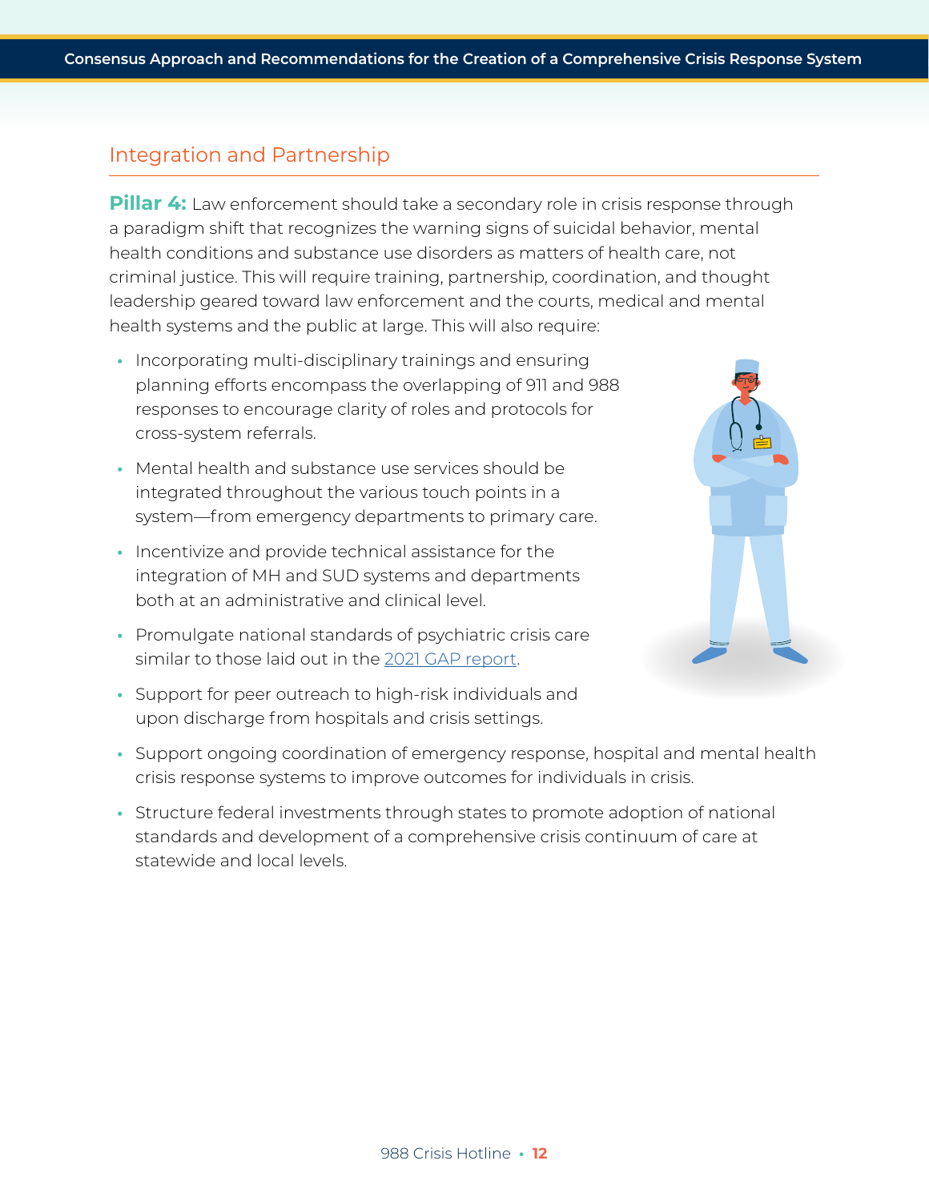## Integration and Partnership

**Pillar 4:** Law enforcement should take a secondary role in crisis response through a paradigm shift that recognizes the warning signs of suicidal behavior, mental health conditions and substance use disorders as matters of health care, not criminal justice. This will require training, partnership, coordination, and thought leadership geared toward law enforcement and the courts, medical and mental health systems and the public at large. This will also require:

- Incorporating multi-disciplinary trainings and ensuring planning efforts encompass the overlapping of 911 and 988 responses to encourage clarity of roles and protocols for cross-system referrals.
- Mental health and substance use services should be integrated throughout the various touch points in a system—from emergency departments to primary care.
- Incentivize and provide technical assistance for the integration of MH and SUD systems and departments both at an administrative and clinical level.
- Promulgate national standards of psychiatric crisis care similar to those laid out in the [2021 GAP report](#).
- Support for peer outreach to high-risk individuals and upon discharge from hospitals and crisis settings.
- Support ongoing coordination of emergency response, hospital and mental health crisis response systems to improve outcomes for individuals in crisis.
- Structure federal investments through states to promote adoption of national standards and development of a comprehensive crisis continuum of care at statewide and local levels.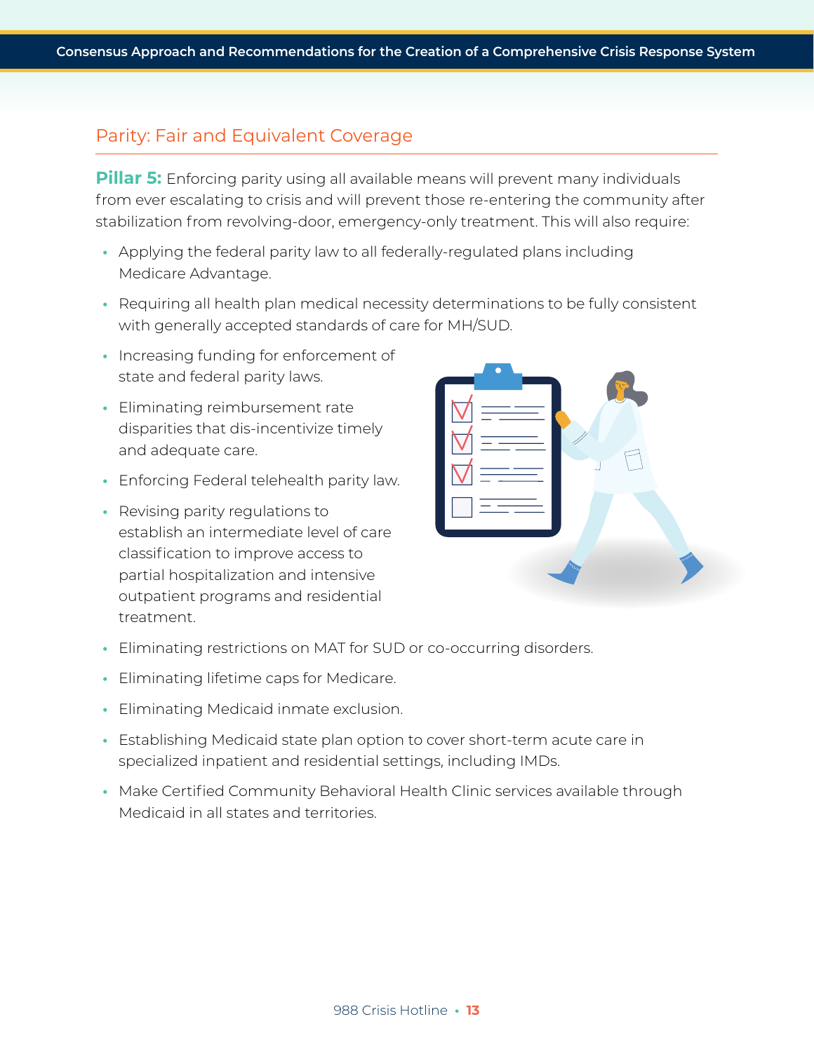## Parity: Fair and Equivalent Coverage

**Pillar 5:** Enforcing parity using all available means will prevent many individuals from ever escalating to crisis and will prevent those re-entering the community after stabilization from revolving-door, emergency-only treatment. This will also require:

- Applying the federal parity law to all federally-regulated plans including Medicare Advantage.
- Requiring all health plan medical necessity determinations to be fully consistent with generally accepted standards of care for MH/SUD.
- Increasing funding for enforcement of state and federal parity laws.
- Eliminating reimbursement rate disparities that dis-incentivize timely and adequate care.
- Enforcing Federal telehealth parity law.
- Revising parity regulations to establish an intermediate level of care classification to improve access to partial hospitalization and intensive outpatient programs and residential treatment.
- Eliminating restrictions on MAT for SUD or co-occurring disorders.
- Eliminating lifetime caps for Medicare.
- Eliminating Medicaid inmate exclusion.
- Establishing Medicaid state plan option to cover short-term acute care in specialized inpatient and residential settings, including IMDs.
- Make Certified Community Behavioral Health Clinic services available through Medicaid in all states and territories.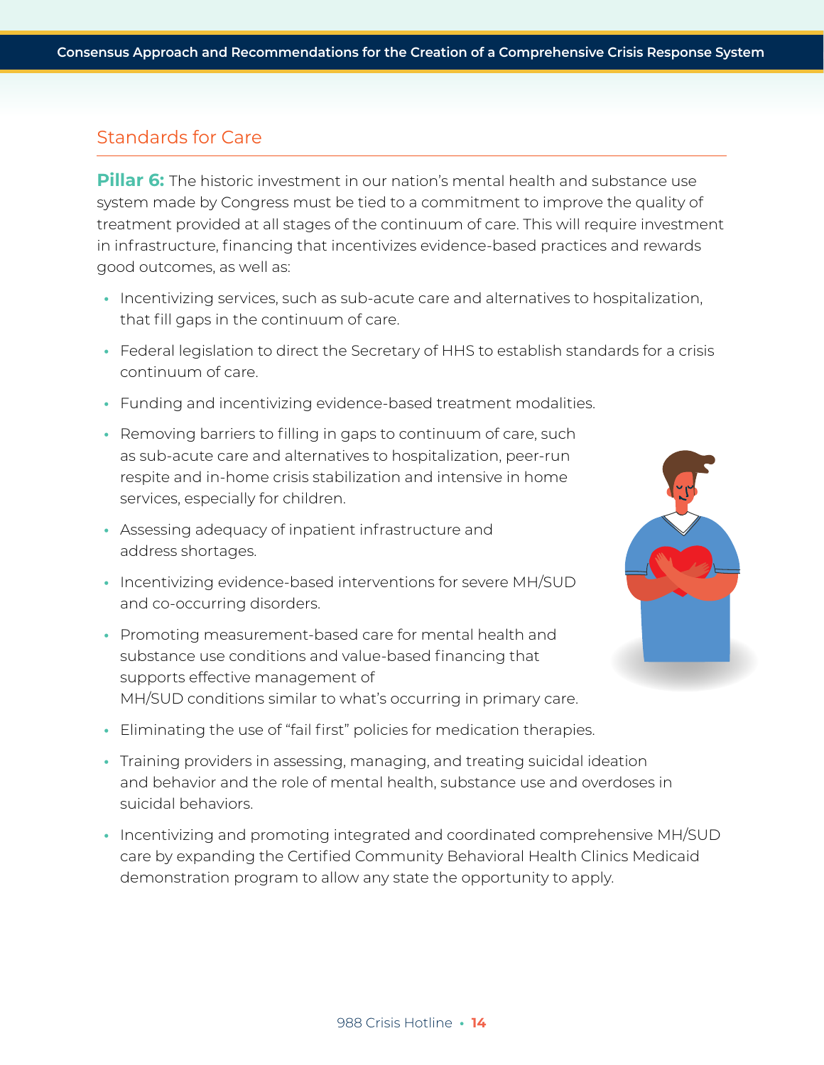## Standards for Care

**Pillar 6:** The historic investment in our nation's mental health and substance use system made by Congress must be tied to a commitment to improve the quality of treatment provided at all stages of the continuum of care. This will require investment in infrastructure, financing that incentivizes evidence-based practices and rewards good outcomes, as well as:

- Incentivizing services, such as sub-acute care and alternatives to hospitalization, that fill gaps in the continuum of care.
- Federal legislation to direct the Secretary of HHS to establish standards for a crisis continuum of care.
- Funding and incentivizing evidence-based treatment modalities.
- Removing barriers to filling in gaps to continuum of care, such as sub-acute care and alternatives to hospitalization, peer-run respite and in-home crisis stabilization and intensive in home services, especially for children.
- Assessing adequacy of inpatient infrastructure and address shortages.
- Incentivizing evidence-based interventions for severe MH/SUD and co-occurring disorders.
- Promoting measurement-based care for mental health and substance use conditions and value-based financing that supports effective management of MH/SUD conditions similar to what's occurring in primary care.
- Eliminating the use of "fail first" policies for medication therapies.
- Training providers in assessing, managing, and treating suicidal ideation and behavior and the role of mental health, substance use and overdoses in suicidal behaviors.
- Incentivizing and promoting integrated and coordinated comprehensive MH/SUD care by expanding the Certified Community Behavioral Health Clinics Medicaid demonstration program to allow any state the opportunity to apply.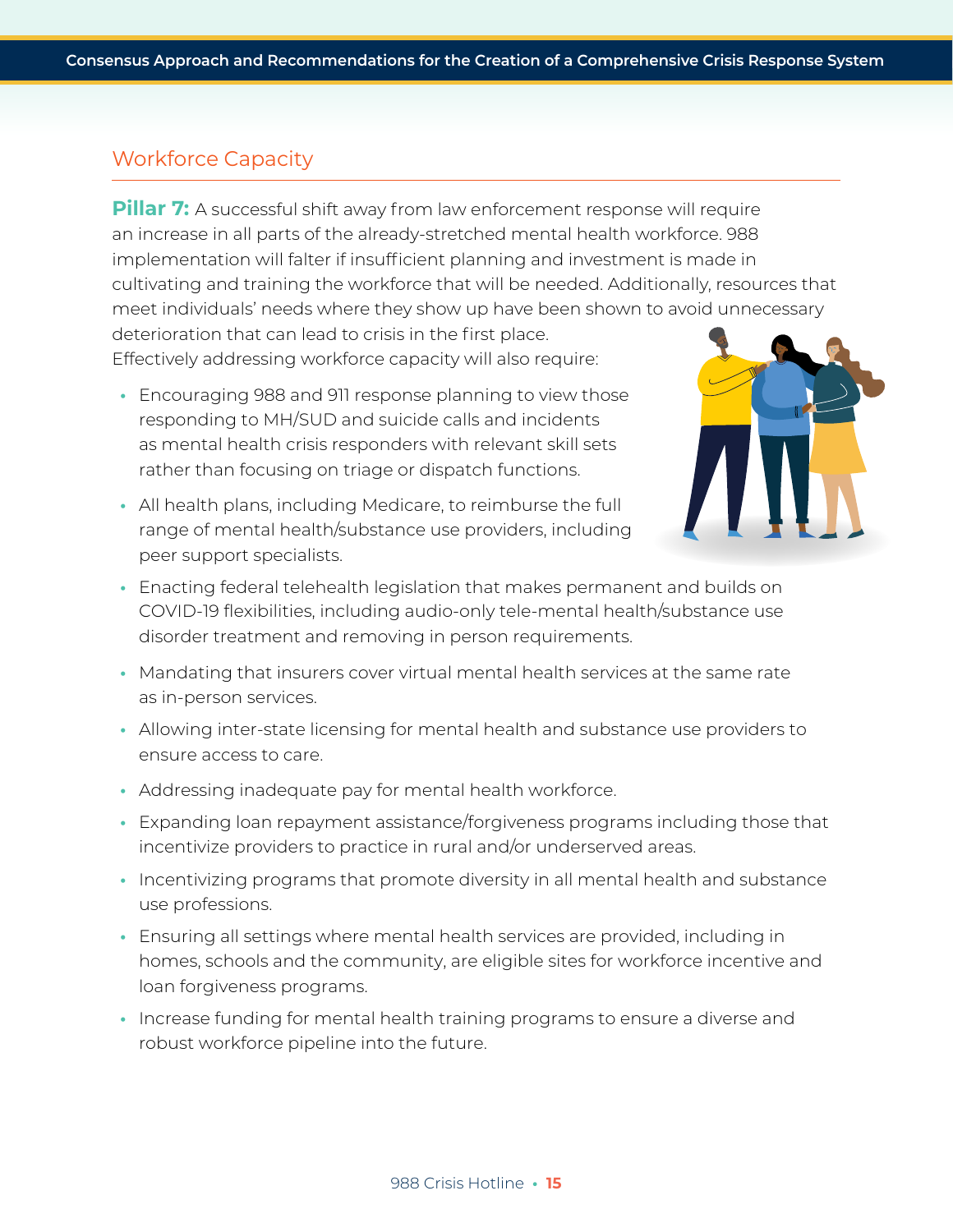## Workforce Capacity

**Pillar 7:** A successful shift away from law enforcement response will require an increase in all parts of the already-stretched mental health workforce. 988 implementation will falter if insufficient planning and investment is made in cultivating and training the workforce that will be needed. Additionally, resources that meet individuals' needs where they show up have been shown to avoid unnecessary deterioration that can lead to crisis in the first place.

Effectively addressing workforce capacity will also require:

- Encouraging 988 and 911 response planning to view those responding to MH/SUD and suicide calls and incidents as mental health crisis responders with relevant skill sets rather than focusing on triage or dispatch functions.
- All health plans, including Medicare, to reimburse the full range of mental health/substance use providers, including peer support specialists.
- Enacting federal telehealth legislation that makes permanent and builds on COVID-19 flexibilities, including audio-only tele-mental health/substance use disorder treatment and removing in person requirements.
- Mandating that insurers cover virtual mental health services at the same rate as in-person services.
- Allowing inter-state licensing for mental health and substance use providers to ensure access to care.
- Addressing inadequate pay for mental health workforce.
- Expanding loan repayment assistance/forgiveness programs including those that incentivize providers to practice in rural and/or underserved areas.
- Incentivizing programs that promote diversity in all mental health and substance use professions.
- Ensuring all settings where mental health services are provided, including in homes, schools and the community, are eligible sites for workforce incentive and loan forgiveness programs.
- Increase funding for mental health training programs to ensure a diverse and robust workforce pipeline into the future.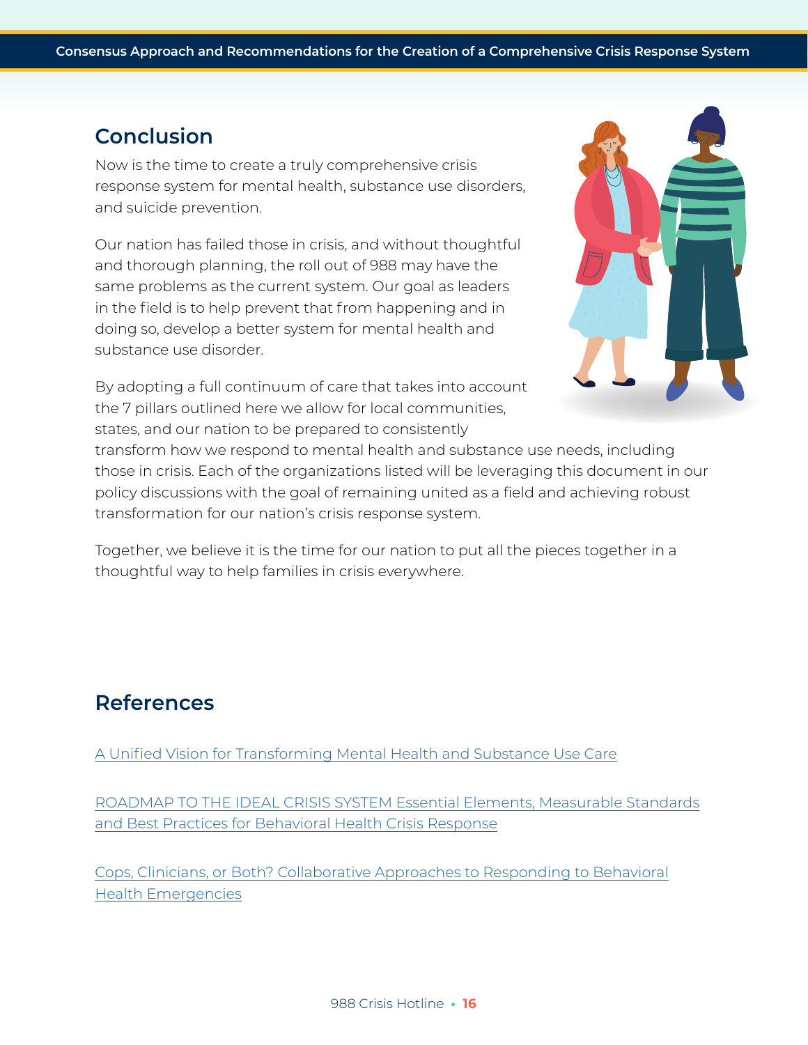## Conclusion

Now is the time to create a truly comprehensive crisis response system for mental health, substance use disorders, and suicide prevention.

Our nation has failed those in crisis, and without thoughtful and thorough planning, the roll out of 988 may have the same problems as the current system. Our goal as leaders in the field is to help prevent that from happening and in doing so, develop a better system for mental health and substance use disorder.

By adopting a full continuum of care that takes into account the 7 pillars outlined here we allow for local communities, states, and our nation to be prepared to consistently transform how we respond to mental health and substance use needs, including those in crisis. Each of the organizations listed will be leveraging this document in our policy discussions with the goal of remaining united as a field and achieving robust transformation for our nation's crisis response system.

Together, we believe it is the time for our nation to put all the pieces together in a thoughtful way to help families in crisis everywhere.

## References

A Unified Vision for Transforming Mental Health and Substance Use Care

ROADMAP TO THE IDEAL CRISIS SYSTEM Essential Elements, Measurable Standards and Best Practices for Behavioral Health Crisis Response

Cops, Clinicians, or Both? Collaborative Approaches to Responding to Behavioral Health Emergencies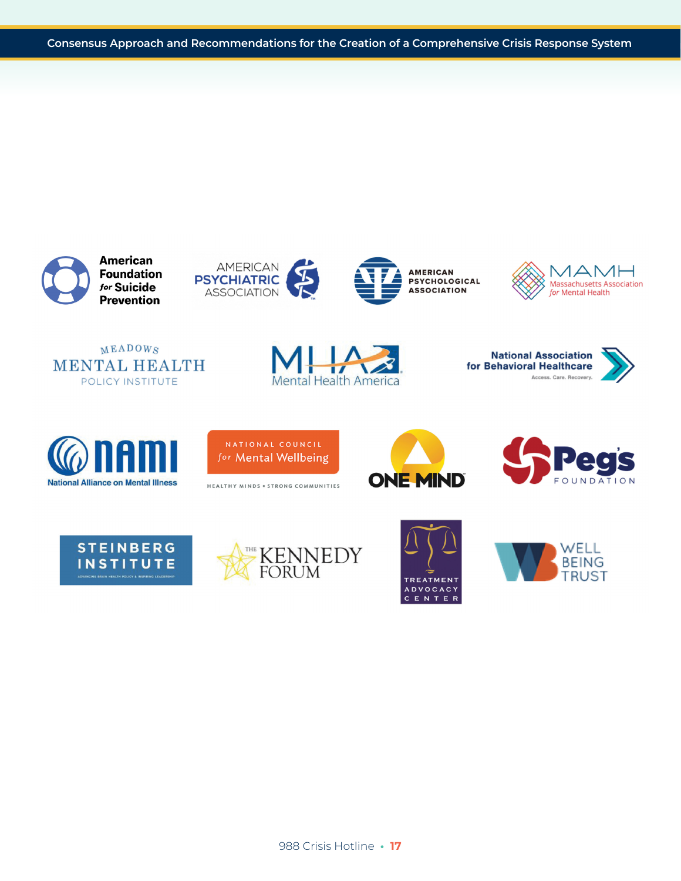American Foundation for Suicide Prevention

AMERICAN PSYCHIATRIC ASSOCIATION

AMERICAN PSYCHOLOGICAL ASSOCIATION

MAMH Massachusetts Association for Mental Health

MEADOWS MENTAL HEALTH POLICY INSTITUTE

MHA Mental Health America

National Association for Behavioral Healthcare
Access. Care. Recovery.

nami
National Alliance on Mental Illness

NATIONAL COUNCIL for Mental Wellbeing
HEALTHY MINDS • STRONG COMMUNITIES

ONE MIND

Peg's FOUNDATION

STEINBERG INSTITUTE
ADVANCING BRAIN HEALTH POLICY & INSPIRING LEADERSHIP

THE KENNEDY FORUM

TREATMENT ADVOCACY CENTER

WELL BEING TRUST